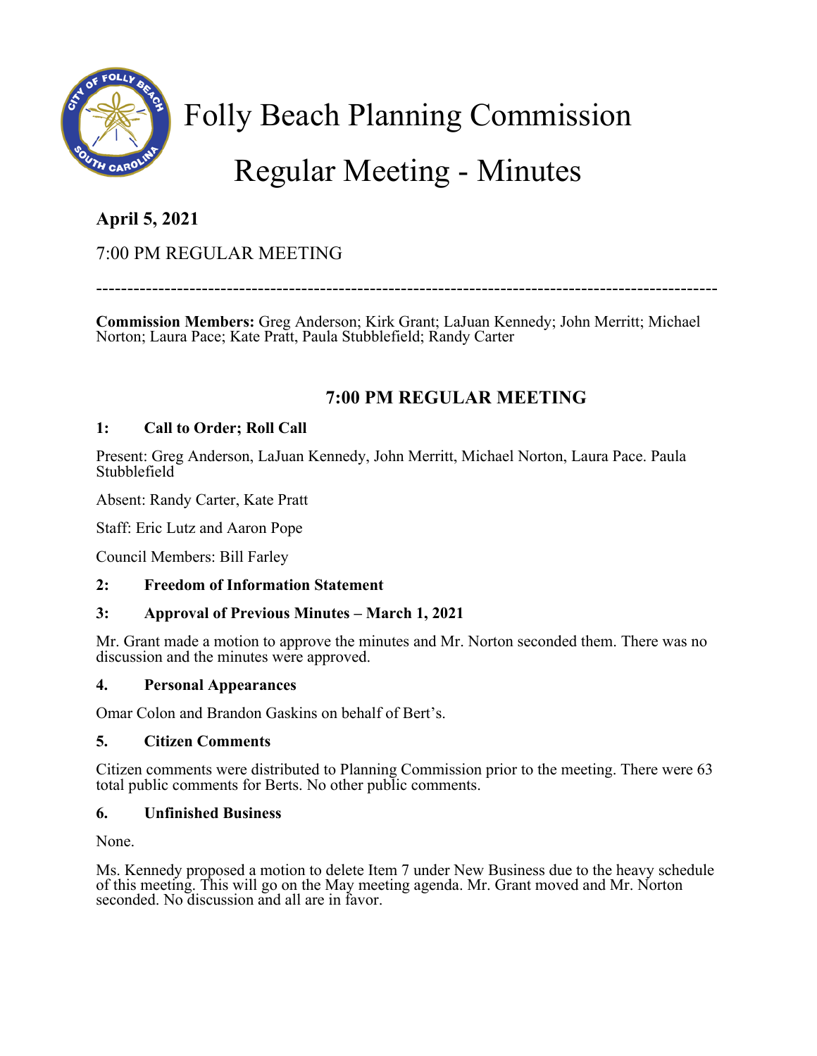# Folly Beach Planning Commission

# Regular Meeting - Minutes

**April 5, 2021**

7:00 PM REGULAR MEETING

---

**Commission Members:** Greg Anderson; Kirk Grant; LaJuan Kennedy; John Merritt; Michael Norton; Laura Pace; Kate Pratt, Paula Stubblefield; Randy Carter

## 7:00 PM REGULAR MEETING

**1: Call to Order; Roll Call**

Present: Greg Anderson, LaJuan Kennedy, John Merritt, Michael Norton, Laura Pace. Paula Stubblefield

Absent: Randy Carter, Kate Pratt

Staff: Eric Lutz and Aaron Pope

Council Members: Bill Farley

**2: Freedom of Information Statement**

**3: Approval of Previous Minutes – March 1, 2021**

Mr. Grant made a motion to approve the minutes and Mr. Norton seconded them. There was no discussion and the minutes were approved.

**4. Personal Appearances**

Omar Colon and Brandon Gaskins on behalf of Bert's.

**5. Citizen Comments**

Citizen comments were distributed to Planning Commission prior to the meeting. There were 63 total public comments for Berts. No other public comments.

**6. Unfinished Business**

None.

Ms. Kennedy proposed a motion to delete Item 7 under New Business due to the heavy schedule of this meeting. This will go on the May meeting agenda. Mr. Grant moved and Mr. Norton seconded. No discussion and all are in favor.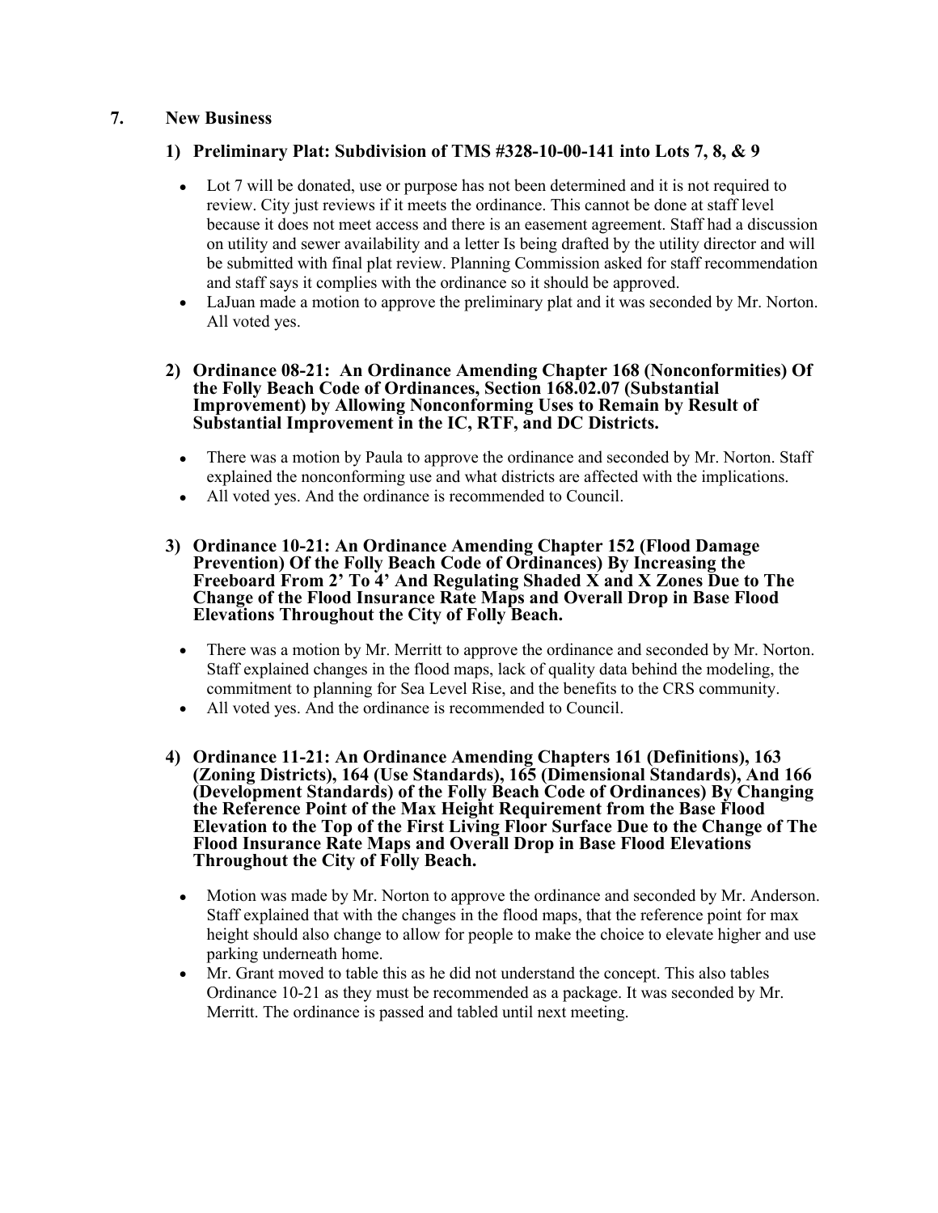## 7. New Business

### 1) Preliminary Plat: Subdivision of TMS #328-10-00-141 into Lots 7, 8, & 9

- Lot 7 will be donated, use or purpose has not been determined and it is not required to review. City just reviews if it meets the ordinance. This cannot be done at staff level because it does not meet access and there is an easement agreement. Staff had a discussion on utility and sewer availability and a letter Is being drafted by the utility director and will be submitted with final plat review. Planning Commission asked for staff recommendation and staff says it complies with the ordinance so it should be approved.
- LaJuan made a motion to approve the preliminary plat and it was seconded by Mr. Norton. All voted yes.

### 2) Ordinance 08-21: An Ordinance Amending Chapter 168 (Nonconformities) Of the Folly Beach Code of Ordinances, Section 168.02.07 (Substantial Improvement) by Allowing Nonconforming Uses to Remain by Result of Substantial Improvement in the IC, RTF, and DC Districts.

- There was a motion by Paula to approve the ordinance and seconded by Mr. Norton. Staff explained the nonconforming use and what districts are affected with the implications.
- All voted yes. And the ordinance is recommended to Council.

### 3) Ordinance 10-21: An Ordinance Amending Chapter 152 (Flood Damage Prevention) Of the Folly Beach Code of Ordinances) By Increasing the Freeboard From 2' To 4' And Regulating Shaded X and X Zones Due to The Change of the Flood Insurance Rate Maps and Overall Drop in Base Flood Elevations Throughout the City of Folly Beach.

- There was a motion by Mr. Merritt to approve the ordinance and seconded by Mr. Norton. Staff explained changes in the flood maps, lack of quality data behind the modeling, the commitment to planning for Sea Level Rise, and the benefits to the CRS community.
- All voted yes. And the ordinance is recommended to Council.

### 4) Ordinance 11-21: An Ordinance Amending Chapters 161 (Definitions), 163 (Zoning Districts), 164 (Use Standards), 165 (Dimensional Standards), And 166 (Development Standards) of the Folly Beach Code of Ordinances) By Changing the Reference Point of the Max Height Requirement from the Base Flood Elevation to the Top of the First Living Floor Surface Due to the Change of The Flood Insurance Rate Maps and Overall Drop in Base Flood Elevations Throughout the City of Folly Beach.

- Motion was made by Mr. Norton to approve the ordinance and seconded by Mr. Anderson. Staff explained that with the changes in the flood maps, that the reference point for max height should also change to allow for people to make the choice to elevate higher and use parking underneath home.
- Mr. Grant moved to table this as he did not understand the concept. This also tables Ordinance 10-21 as they must be recommended as a package. It was seconded by Mr. Merritt. The ordinance is passed and tabled until next meeting.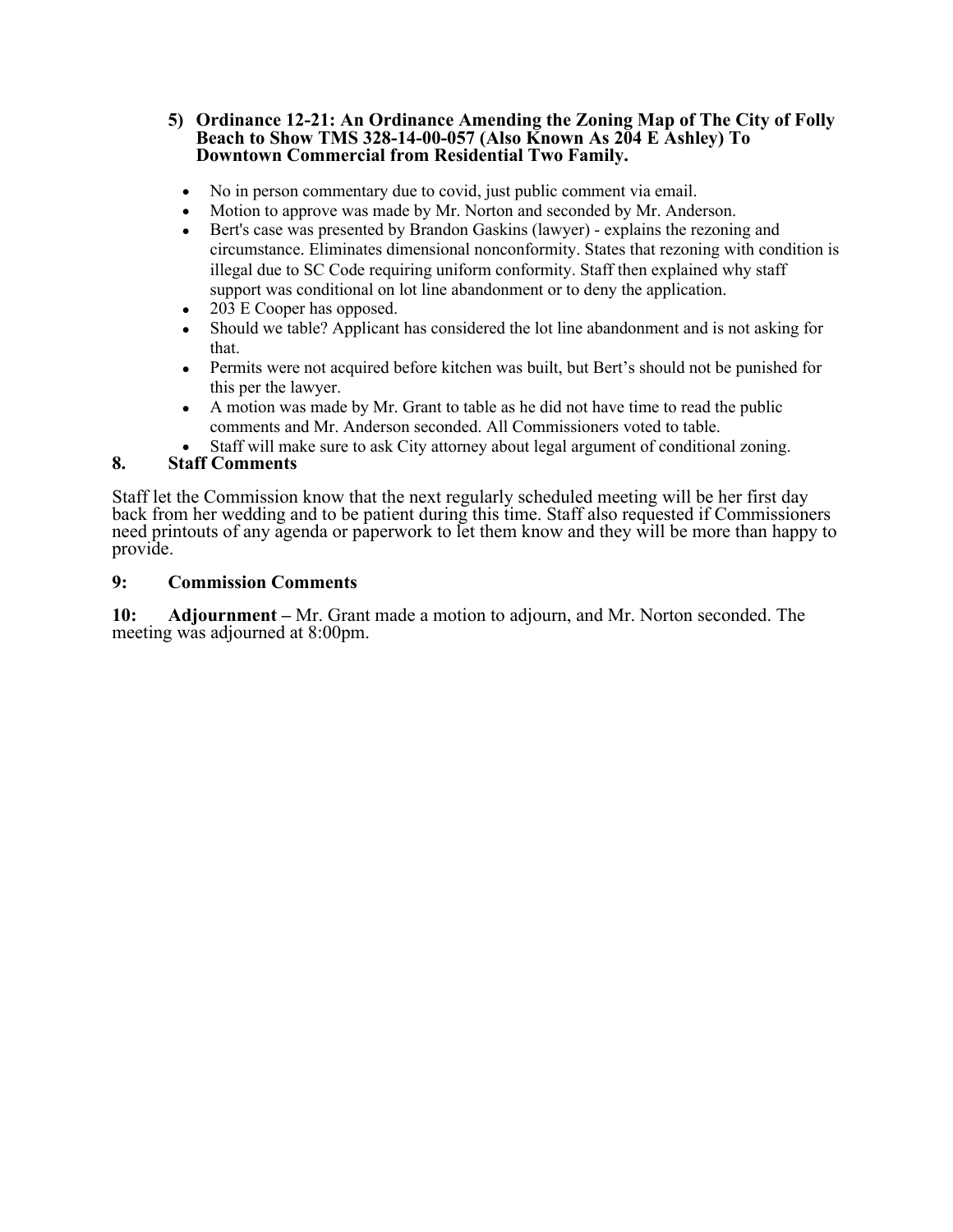**5) Ordinance 12-21: An Ordinance Amending the Zoning Map of The City of Folly Beach to Show TMS 328-14-00-057 (Also Known As 204 E Ashley) To Downtown Commercial from Residential Two Family.**

- No in person commentary due to covid, just public comment via email.
- Motion to approve was made by Mr. Norton and seconded by Mr. Anderson.
- Bert's case was presented by Brandon Gaskins (lawyer) - explains the rezoning and circumstance. Eliminates dimensional nonconformity. States that rezoning with condition is illegal due to SC Code requiring uniform conformity. Staff then explained why staff support was conditional on lot line abandonment or to deny the application.
- 203 E Cooper has opposed.
- Should we table? Applicant has considered the lot line abandonment and is not asking for that.
- Permits were not acquired before kitchen was built, but Bert's should not be punished for this per the lawyer.
- A motion was made by Mr. Grant to table as he did not have time to read the public comments and Mr. Anderson seconded. All Commissioners voted to table.
- Staff will make sure to ask City attorney about legal argument of conditional zoning.

**8. Staff Comments**

Staff let the Commission know that the next regularly scheduled meeting will be her first day back from her wedding and to be patient during this time. Staff also requested if Commissioners need printouts of any agenda or paperwork to let them know and they will be more than happy to provide.

**9: Commission Comments**

**10: Adjournment –** Mr. Grant made a motion to adjourn, and Mr. Norton seconded. The meeting was adjourned at 8:00pm.